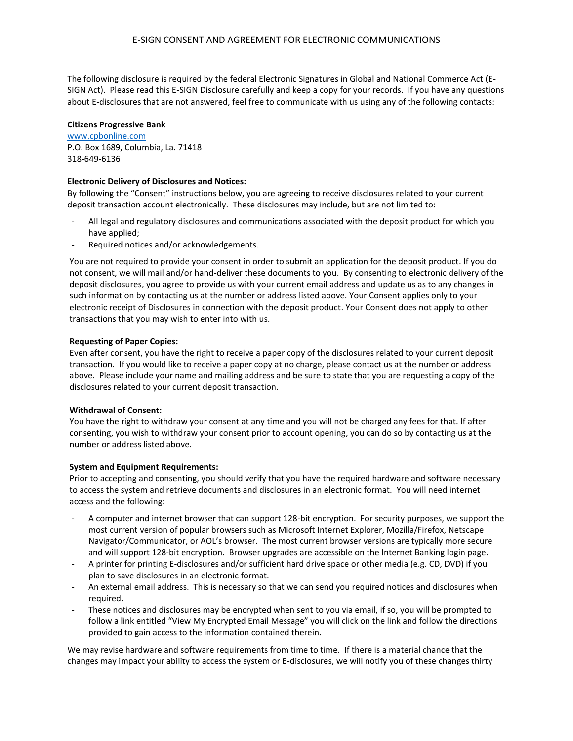# E-SIGN CONSENT AND AGREEMENT FOR ELECTRONIC COMMUNICATIONS

The following disclosure is required by the federal Electronic Signatures in Global and National Commerce Act (E-SIGN Act). Please read this E-SIGN Disclosure carefully and keep a copy for your records. If you have any questions about E-disclosures that are not answered, feel free to communicate with us using any of the following contacts:

**Citizens Progressive Bank**
www.cpbonline.com
P.O. Box 1689, Columbia, La. 71418
318-649-6136

**Electronic Delivery of Disclosures and Notices:**
By following the "Consent" instructions below, you are agreeing to receive disclosures related to your current deposit transaction account electronically. These disclosures may include, but are not limited to:

- All legal and regulatory disclosures and communications associated with the deposit product for which you have applied;
- Required notices and/or acknowledgements.

You are not required to provide your consent in order to submit an application for the deposit product. If you do not consent, we will mail and/or hand-deliver these documents to you. By consenting to electronic delivery of the deposit disclosures, you agree to provide us with your current email address and update us as to any changes in such information by contacting us at the number or address listed above. Your Consent applies only to your electronic receipt of Disclosures in connection with the deposit product. Your Consent does not apply to other transactions that you may wish to enter into with us.

**Requesting of Paper Copies:**
Even after consent, you have the right to receive a paper copy of the disclosures related to your current deposit transaction. If you would like to receive a paper copy at no charge, please contact us at the number or address above. Please include your name and mailing address and be sure to state that you are requesting a copy of the disclosures related to your current deposit transaction.

**Withdrawal of Consent:**
You have the right to withdraw your consent at any time and you will not be charged any fees for that. If after consenting, you wish to withdraw your consent prior to account opening, you can do so by contacting us at the number or address listed above.

**System and Equipment Requirements:**
Prior to accepting and consenting, you should verify that you have the required hardware and software necessary to access the system and retrieve documents and disclosures in an electronic format. You will need internet access and the following:

- A computer and internet browser that can support 128-bit encryption. For security purposes, we support the most current version of popular browsers such as Microsoft Internet Explorer, Mozilla/Firefox, Netscape Navigator/Communicator, or AOL's browser. The most current browser versions are typically more secure and will support 128-bit encryption. Browser upgrades are accessible on the Internet Banking login page.
- A printer for printing E-disclosures and/or sufficient hard drive space or other media (e.g. CD, DVD) if you plan to save disclosures in an electronic format.
- An external email address. This is necessary so that we can send you required notices and disclosures when required.
- These notices and disclosures may be encrypted when sent to you via email, if so, you will be prompted to follow a link entitled "View My Encrypted Email Message" you will click on the link and follow the directions provided to gain access to the information contained therein.

We may revise hardware and software requirements from time to time. If there is a material chance that the changes may impact your ability to access the system or E-disclosures, we will notify you of these changes thirty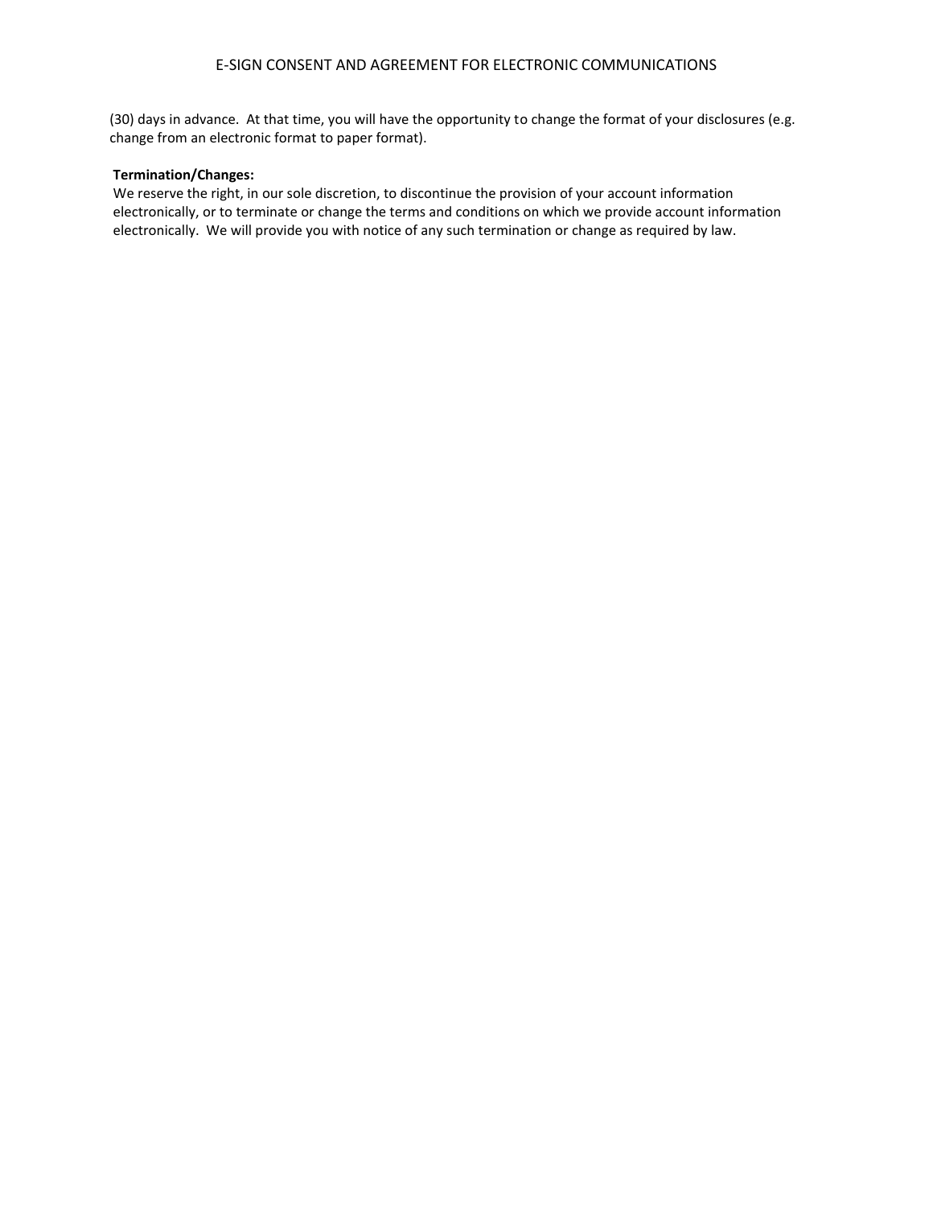(30) days in advance. At that time, you will have the opportunity to change the format of your disclosures (e.g. change from an electronic format to paper format).

**Termination/Changes:**
We reserve the right, in our sole discretion, to discontinue the provision of your account information electronically, or to terminate or change the terms and conditions on which we provide account information electronically. We will provide you with notice of any such termination or change as required by law.